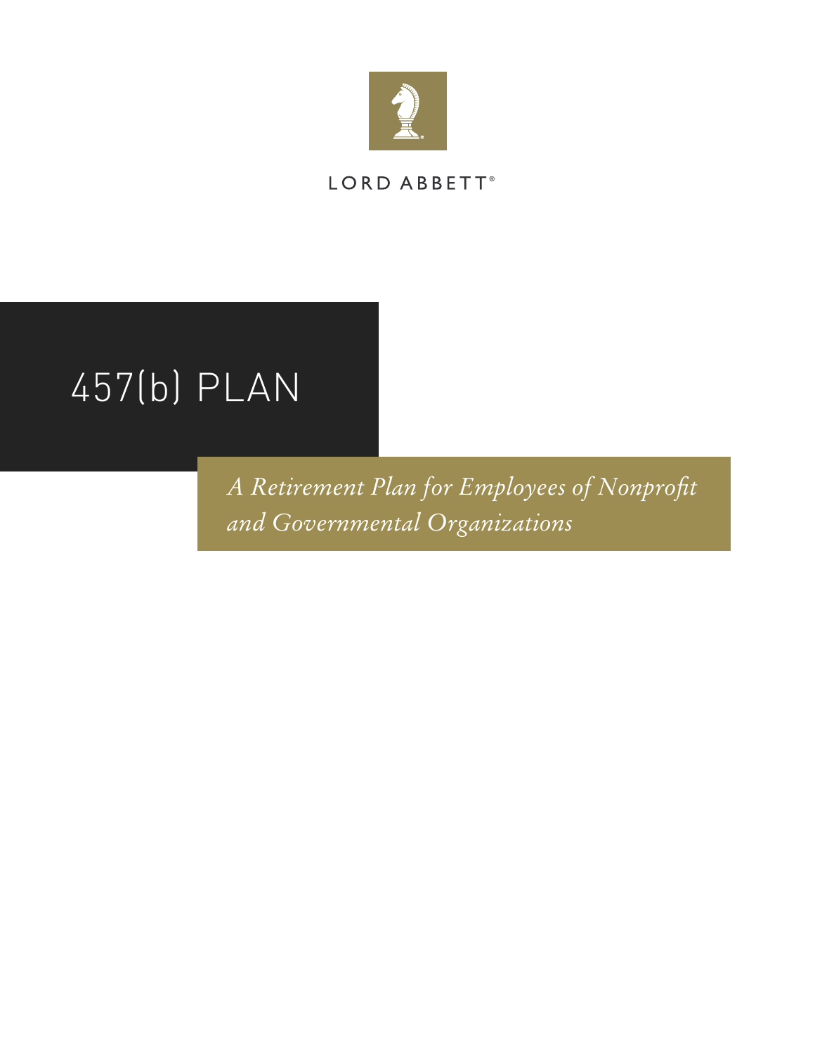LORD ABBETT®

# 457(b) PLAN

*A Retirement Plan for Employees of Nonprofit and Governmental Organizations*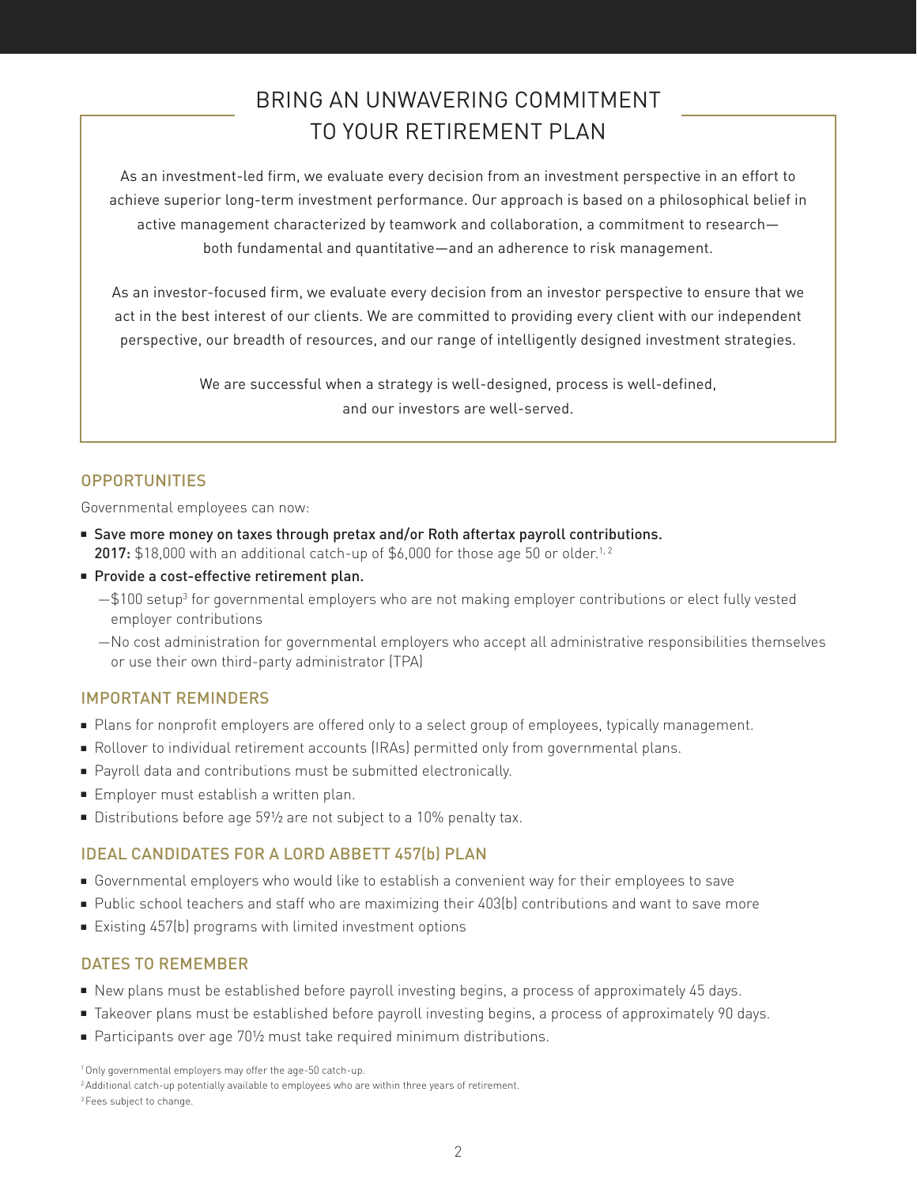# BRING AN UNWAVERING COMMITMENT TO YOUR RETIREMENT PLAN

As an investment-led firm, we evaluate every decision from an investment perspective in an effort to achieve superior long-term investment performance. Our approach is based on a philosophical belief in active management characterized by teamwork and collaboration, a commitment to research—both fundamental and quantitative—and an adherence to risk management.

As an investor-focused firm, we evaluate every decision from an investor perspective to ensure that we act in the best interest of our clients. We are committed to providing every client with our independent perspective, our breadth of resources, and our range of intelligently designed investment strategies.

We are successful when a strategy is well-designed, process is well-defined, and our investors are well-served.

## OPPORTUNITIES

Governmental employees can now:

- Save more money on taxes through pretax and/or Roth aftertax payroll contributions. **2017:** $18,000 with an additional catch-up of $6,000 for those age 50 or older.[1,2]
- Provide a cost-effective retirement plan.
  - —$100 setup[3] for governmental employers who are not making employer contributions or elect fully vested employer contributions
  - —No cost administration for governmental employers who accept all administrative responsibilities themselves or use their own third-party administrator (TPA)

## IMPORTANT REMINDERS

- Plans for nonprofit employers are offered only to a select group of employees, typically management.
- Rollover to individual retirement accounts (IRAs) permitted only from governmental plans.
- Payroll data and contributions must be submitted electronically.
- Employer must establish a written plan.
- Distributions before age 59½ are not subject to a 10% penalty tax.

## IDEAL CANDIDATES FOR A LORD ABBETT 457(b) PLAN

- Governmental employers who would like to establish a convenient way for their employees to save
- Public school teachers and staff who are maximizing their 403(b) contributions and want to save more
- Existing 457(b) programs with limited investment options

## DATES TO REMEMBER

- New plans must be established before payroll investing begins, a process of approximately 45 days.
- Takeover plans must be established before payroll investing begins, a process of approximately 90 days.
- Participants over age 70½ must take required minimum distributions.

[1] Only governmental employers may offer the age-50 catch-up.

[2] Additional catch-up potentially available to employees who are within three years of retirement.

[3] Fees subject to change.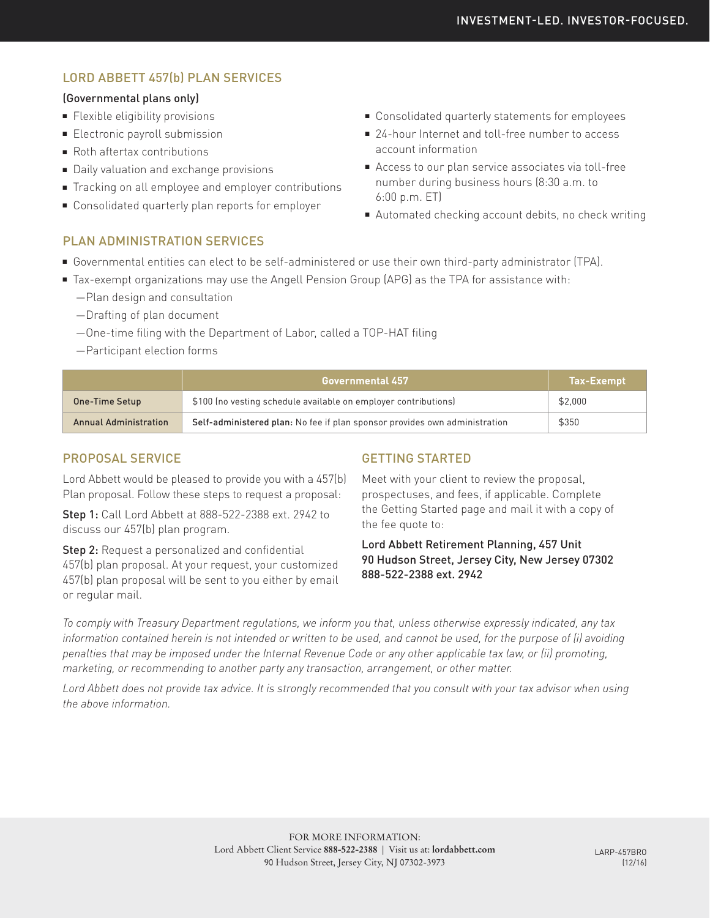## LORD ABBETT 457(b) PLAN SERVICES

(Governmental plans only)

- Flexible eligibility provisions
- Electronic payroll submission
- Roth aftertax contributions
- Daily valuation and exchange provisions
- Tracking on all employee and employer contributions
- Consolidated quarterly plan reports for employer
- Consolidated quarterly statements for employees
- 24-hour Internet and toll-free number to access account information
- Access to our plan service associates via toll-free number during business hours (8:30 a.m. to 6:00 p.m. ET)
- Automated checking account debits, no check writing

## PLAN ADMINISTRATION SERVICES

- Governmental entities can elect to be self-administered or use their own third-party administrator (TPA).
- Tax-exempt organizations may use the Angell Pension Group (APG) as the TPA for assistance with:
  —Plan design and consultation
  —Drafting of plan document
  —One-time filing with the Department of Labor, called a TOP-HAT filing
  —Participant election forms

| | Governmental 457 | Tax-Exempt |
|---|---|---|
| One-Time Setup | $100 (no vesting schedule available on employer contributions) | $2,000 |
| Annual Administration | **Self-administered plan:** No fee if plan sponsor provides own administration | $350 |

## PROPOSAL SERVICE

Lord Abbett would be pleased to provide you with a 457(b) Plan proposal. Follow these steps to request a proposal:

**Step 1:** Call Lord Abbett at 888-522-2388 ext. 2942 to discuss our 457(b) plan program.

**Step 2:** Request a personalized and confidential 457(b) plan proposal. At your request, your customized 457(b) plan proposal will be sent to you either by email or regular mail.

## GETTING STARTED

Meet with your client to review the proposal, prospectuses, and fees, if applicable. Complete the Getting Started page and mail it with a copy of the fee quote to:

Lord Abbett Retirement Planning, 457 Unit
90 Hudson Street, Jersey City, New Jersey 07302
888-522-2388 ext. 2942

*To comply with Treasury Department regulations, we inform you that, unless otherwise expressly indicated, any tax information contained herein is not intended or written to be used, and cannot be used, for the purpose of (i) avoiding penalties that may be imposed under the Internal Revenue Code or any other applicable tax law, or (ii) promoting, marketing, or recommending to another party any transaction, arrangement, or other matter.*

*Lord Abbett does not provide tax advice. It is strongly recommended that you consult with your tax advisor when using the above information.*

FOR MORE INFORMATION:
Lord Abbett Client Service **888-522-2388** | Visit us at: **lordabbett.com**
90 Hudson Street, Jersey City, NJ 07302-3973

LARP-457BRO (12/16)